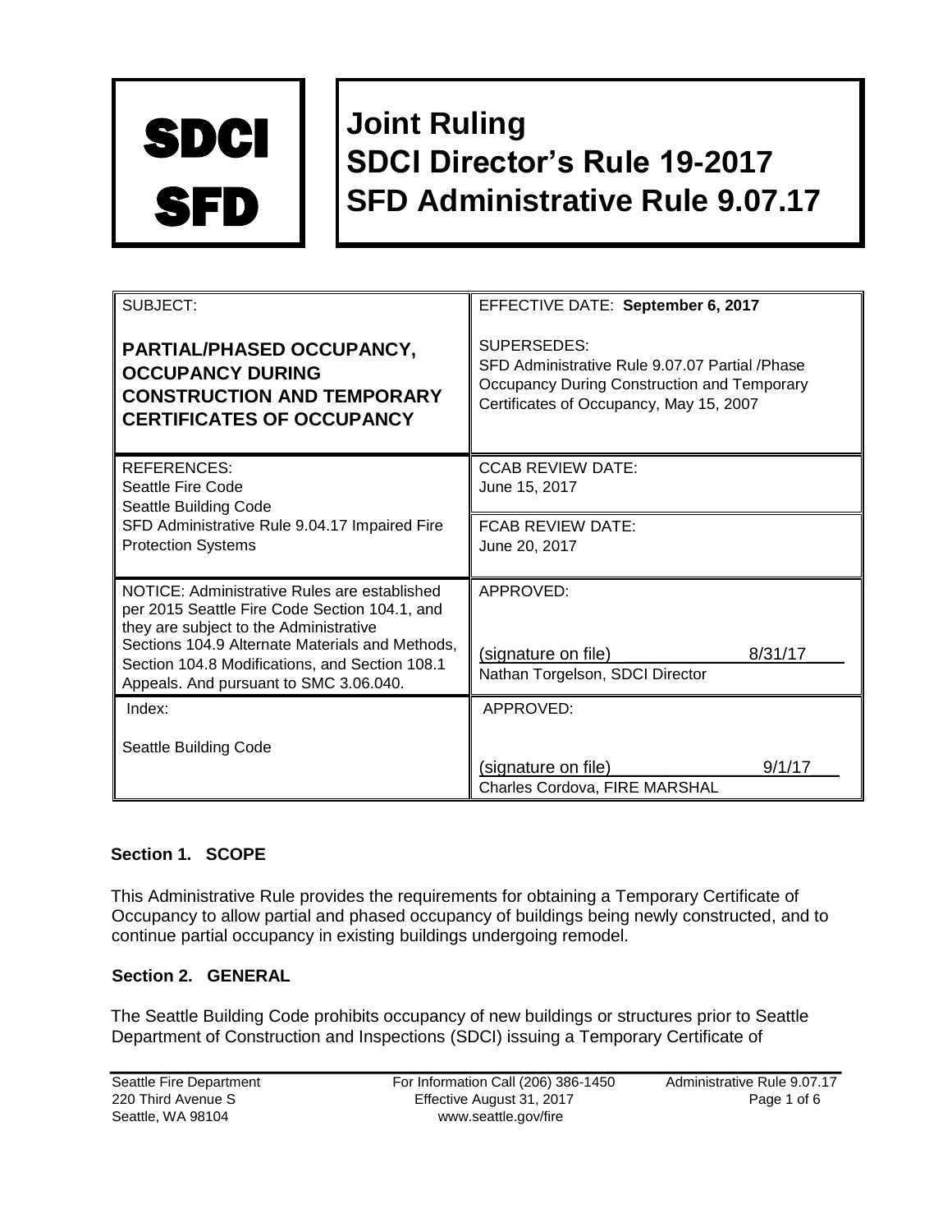# SDCI SFD

# Joint Ruling
# SDCI Director's Rule 19-2017
# SFD Administrative Rule 9.07.17

| SUBJECT: **PARTIAL/PHASED OCCUPANCY, OCCUPANCY DURING CONSTRUCTION AND TEMPORARY CERTIFICATES OF OCCUPANCY** | EFFECTIVE DATE: **September 6, 2017** SUPERSEDES: SFD Administrative Rule 9.07.07 Partial /Phase Occupancy During Construction and Temporary Certificates of Occupancy, May 15, 2007 |
|---|---|
| REFERENCES: Seattle Fire Code Seattle Building Code SFD Administrative Rule 9.04.17 Impaired Fire Protection Systems | CCAB REVIEW DATE: June 15, 2017 FCAB REVIEW DATE: June 20, 2017 |
| NOTICE: Administrative Rules are established per 2015 Seattle Fire Code Section 104.1, and they are subject to the Administrative Sections 104.9 Alternate Materials and Methods, Section 104.8 Modifications, and Section 108.1 Appeals. And pursuant to SMC 3.06.040. | APPROVED: (signature on file) 8/31/17 Nathan Torgelson, SDCI Director |
| Index: Seattle Building Code | APPROVED: (signature on file) 9/1/17 Charles Cordova, FIRE MARSHAL |

## Section 1. SCOPE

This Administrative Rule provides the requirements for obtaining a Temporary Certificate of Occupancy to allow partial and phased occupancy of buildings being newly constructed, and to continue partial occupancy in existing buildings undergoing remodel.

## Section 2. GENERAL

The Seattle Building Code prohibits occupancy of new buildings or structures prior to Seattle Department of Construction and Inspections (SDCI) issuing a Temporary Certificate of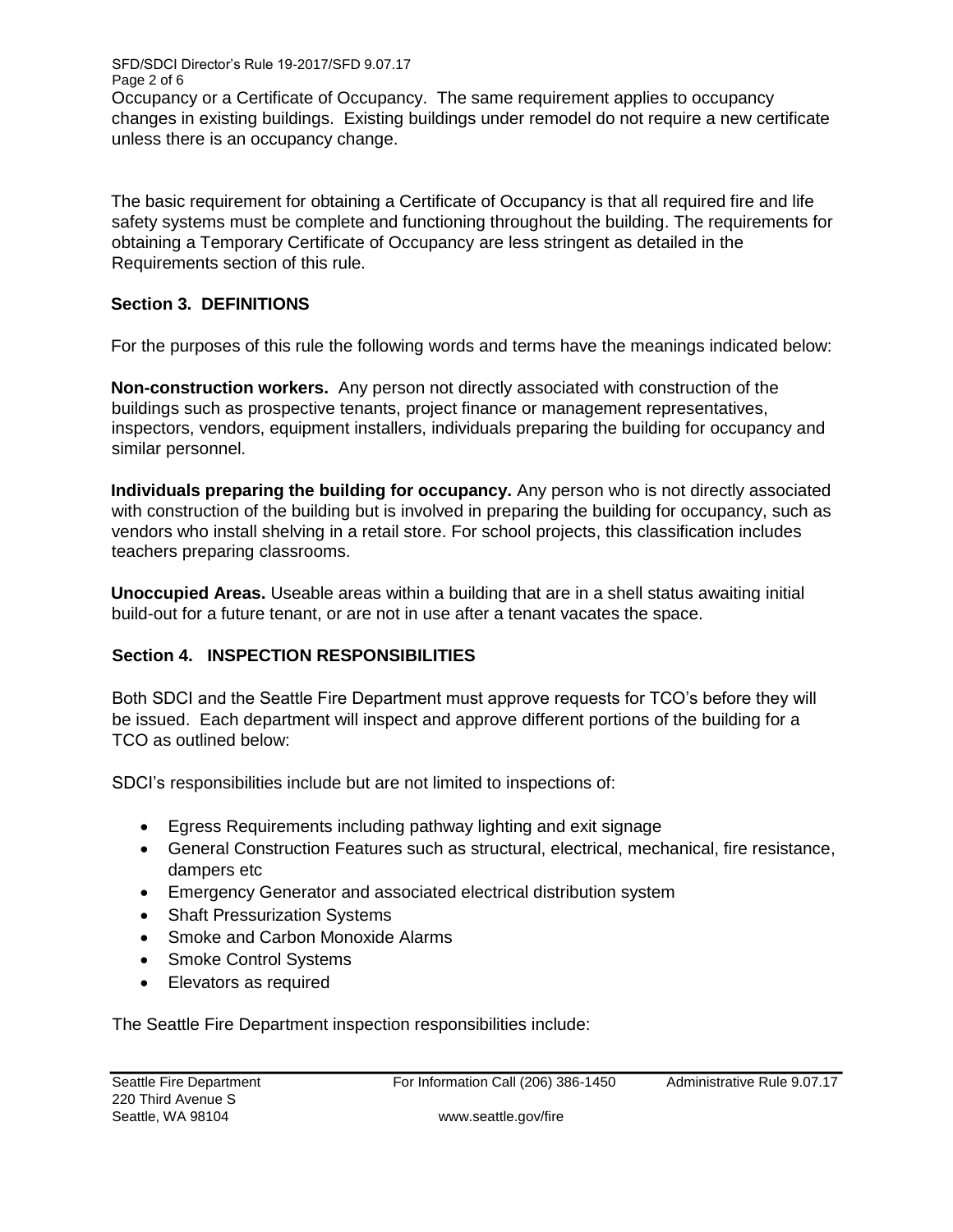Occupancy or a Certificate of Occupancy. The same requirement applies to occupancy changes in existing buildings. Existing buildings under remodel do not require a new certificate unless there is an occupancy change.

The basic requirement for obtaining a Certificate of Occupancy is that all required fire and life safety systems must be complete and functioning throughout the building. The requirements for obtaining a Temporary Certificate of Occupancy are less stringent as detailed in the Requirements section of this rule.

## Section 3. DEFINITIONS

For the purposes of this rule the following words and terms have the meanings indicated below:

**Non-construction workers.** Any person not directly associated with construction of the buildings such as prospective tenants, project finance or management representatives, inspectors, vendors, equipment installers, individuals preparing the building for occupancy and similar personnel.

**Individuals preparing the building for occupancy.** Any person who is not directly associated with construction of the building but is involved in preparing the building for occupancy, such as vendors who install shelving in a retail store. For school projects, this classification includes teachers preparing classrooms.

**Unoccupied Areas.** Useable areas within a building that are in a shell status awaiting initial build-out for a future tenant, or are not in use after a tenant vacates the space.

## Section 4. INSPECTION RESPONSIBILITIES

Both SDCI and the Seattle Fire Department must approve requests for TCO's before they will be issued. Each department will inspect and approve different portions of the building for a TCO as outlined below:

SDCI's responsibilities include but are not limited to inspections of:

- Egress Requirements including pathway lighting and exit signage
- General Construction Features such as structural, electrical, mechanical, fire resistance, dampers etc
- Emergency Generator and associated electrical distribution system
- Shaft Pressurization Systems
- Smoke and Carbon Monoxide Alarms
- Smoke Control Systems
- Elevators as required

The Seattle Fire Department inspection responsibilities include: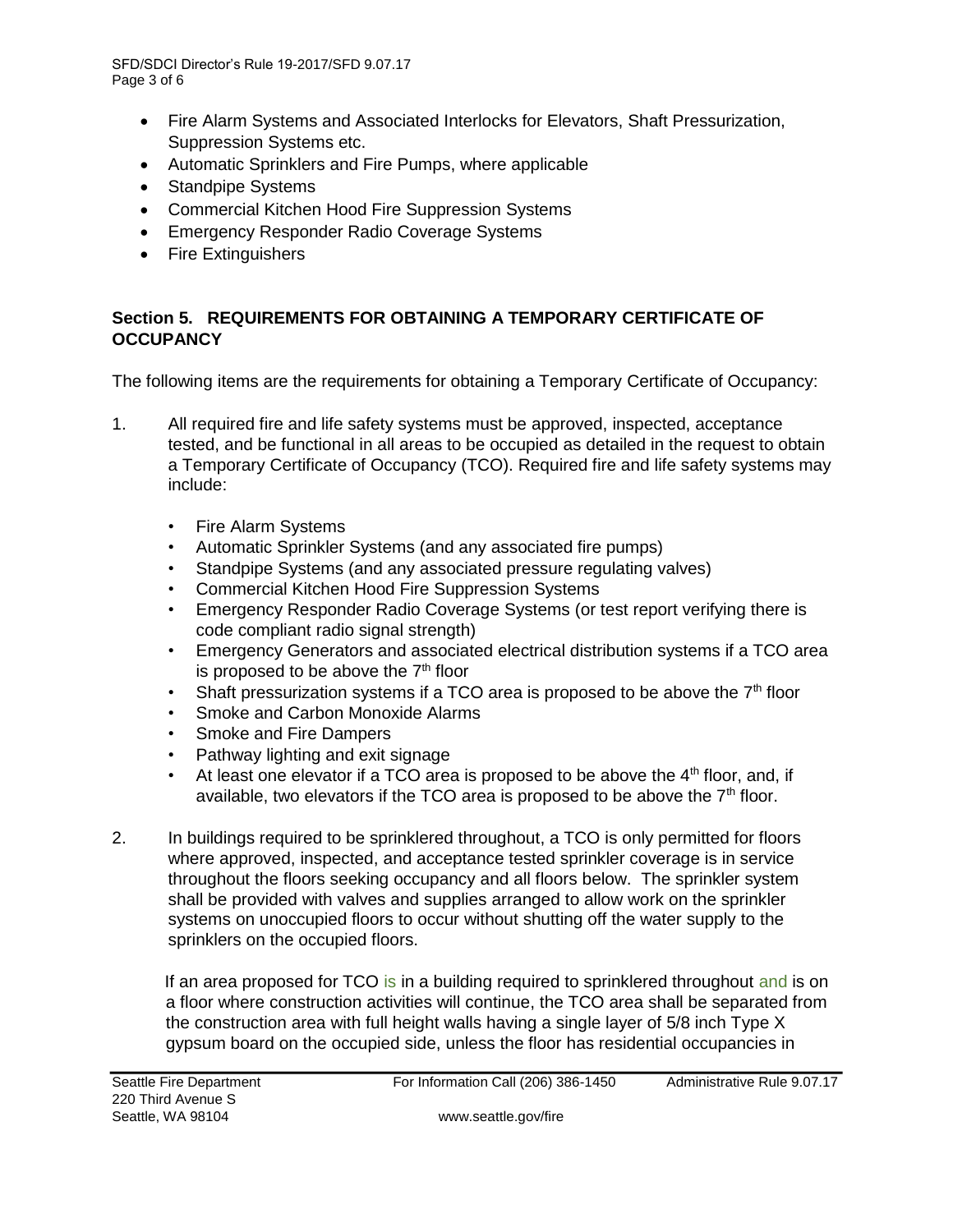- Fire Alarm Systems and Associated Interlocks for Elevators, Shaft Pressurization, Suppression Systems etc.
- Automatic Sprinklers and Fire Pumps, where applicable
- Standpipe Systems
- Commercial Kitchen Hood Fire Suppression Systems
- Emergency Responder Radio Coverage Systems
- Fire Extinguishers

## Section 5. REQUIREMENTS FOR OBTAINING A TEMPORARY CERTIFICATE OF OCCUPANCY

The following items are the requirements for obtaining a Temporary Certificate of Occupancy:

1. All required fire and life safety systems must be approved, inspected, acceptance tested, and be functional in all areas to be occupied as detailed in the request to obtain a Temporary Certificate of Occupancy (TCO). Required fire and life safety systems may include:

   - Fire Alarm Systems
   - Automatic Sprinkler Systems (and any associated fire pumps)
   - Standpipe Systems (and any associated pressure regulating valves)
   - Commercial Kitchen Hood Fire Suppression Systems
   - Emergency Responder Radio Coverage Systems (or test report verifying there is code compliant radio signal strength)
   - Emergency Generators and associated electrical distribution systems if a TCO area is proposed to be above the 7th floor
   - Shaft pressurization systems if a TCO area is proposed to be above the 7th floor
   - Smoke and Carbon Monoxide Alarms
   - Smoke and Fire Dampers
   - Pathway lighting and exit signage
   - At least one elevator if a TCO area is proposed to be above the 4th floor, and, if available, two elevators if the TCO area is proposed to be above the 7th floor.

2. In buildings required to be sprinklered throughout, a TCO is only permitted for floors where approved, inspected, and acceptance tested sprinkler coverage is in service throughout the floors seeking occupancy and all floors below. The sprinkler system shall be provided with valves and supplies arranged to allow work on the sprinkler systems on unoccupied floors to occur without shutting off the water supply to the sprinklers on the occupied floors.

   If an area proposed for TCO is in a building required to sprinklered throughout and is on a floor where construction activities will continue, the TCO area shall be separated from the construction area with full height walls having a single layer of 5/8 inch Type X gypsum board on the occupied side, unless the floor has residential occupancies in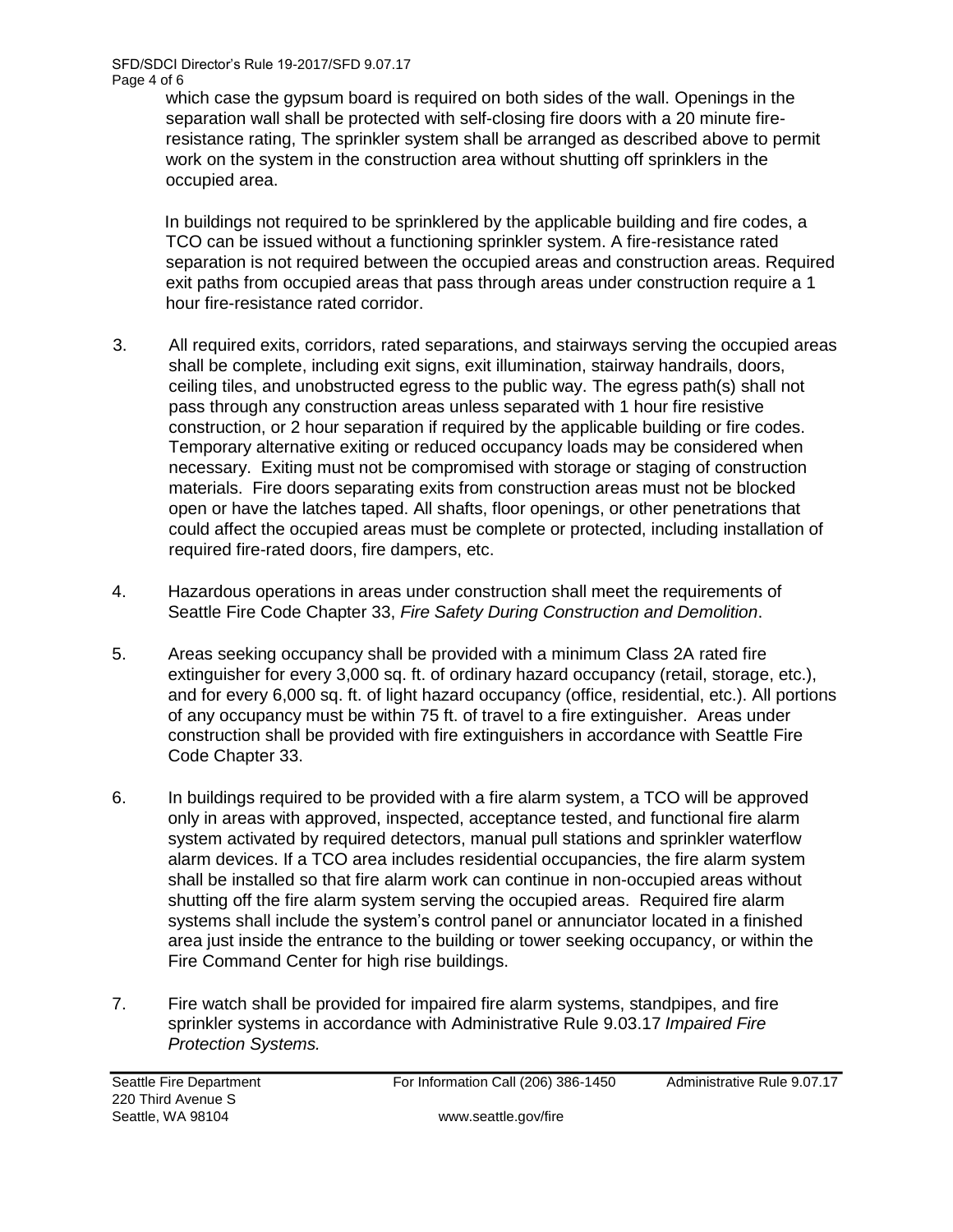which case the gypsum board is required on both sides of the wall. Openings in the separation wall shall be protected with self-closing fire doors with a 20 minute fire-resistance rating, The sprinkler system shall be arranged as described above to permit work on the system in the construction area without shutting off sprinklers in the occupied area.

In buildings not required to be sprinklered by the applicable building and fire codes, a TCO can be issued without a functioning sprinkler system. A fire-resistance rated separation is not required between the occupied areas and construction areas. Required exit paths from occupied areas that pass through areas under construction require a 1 hour fire-resistance rated corridor.

3. All required exits, corridors, rated separations, and stairways serving the occupied areas shall be complete, including exit signs, exit illumination, stairway handrails, doors, ceiling tiles, and unobstructed egress to the public way. The egress path(s) shall not pass through any construction areas unless separated with 1 hour fire resistive construction, or 2 hour separation if required by the applicable building or fire codes. Temporary alternative exiting or reduced occupancy loads may be considered when necessary. Exiting must not be compromised with storage or staging of construction materials. Fire doors separating exits from construction areas must not be blocked open or have the latches taped. All shafts, floor openings, or other penetrations that could affect the occupied areas must be complete or protected, including installation of required fire-rated doors, fire dampers, etc.

4. Hazardous operations in areas under construction shall meet the requirements of Seattle Fire Code Chapter 33, *Fire Safety During Construction and Demolition*.

5. Areas seeking occupancy shall be provided with a minimum Class 2A rated fire extinguisher for every 3,000 sq. ft. of ordinary hazard occupancy (retail, storage, etc.), and for every 6,000 sq. ft. of light hazard occupancy (office, residential, etc.). All portions of any occupancy must be within 75 ft. of travel to a fire extinguisher. Areas under construction shall be provided with fire extinguishers in accordance with Seattle Fire Code Chapter 33.

6. In buildings required to be provided with a fire alarm system, a TCO will be approved only in areas with approved, inspected, acceptance tested, and functional fire alarm system activated by required detectors, manual pull stations and sprinkler waterflow alarm devices. If a TCO area includes residential occupancies, the fire alarm system shall be installed so that fire alarm work can continue in non-occupied areas without shutting off the fire alarm system serving the occupied areas. Required fire alarm systems shall include the system's control panel or annunciator located in a finished area just inside the entrance to the building or tower seeking occupancy, or within the Fire Command Center for high rise buildings.

7. Fire watch shall be provided for impaired fire alarm systems, standpipes, and fire sprinkler systems in accordance with Administrative Rule 9.03.17 *Impaired Fire Protection Systems.*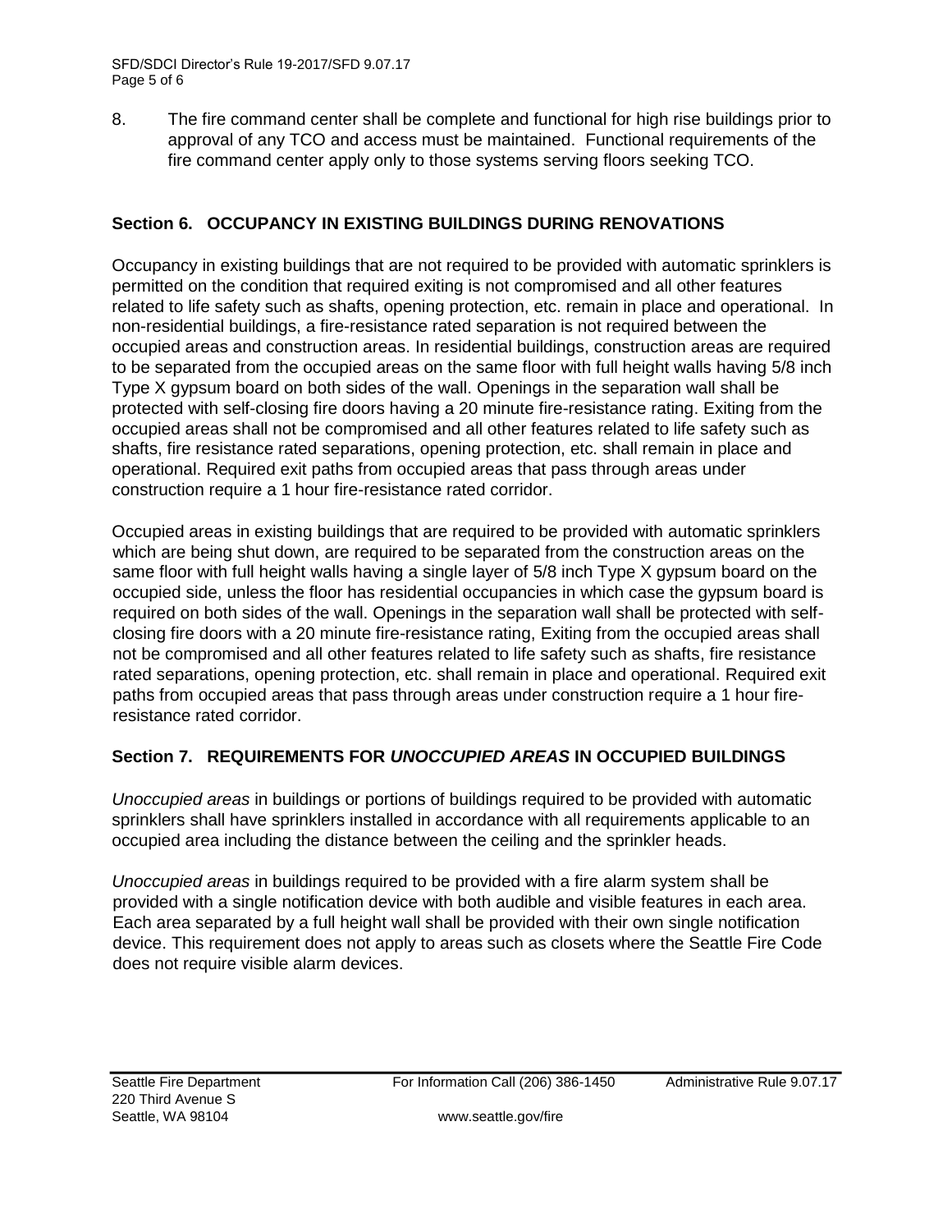8. The fire command center shall be complete and functional for high rise buildings prior to approval of any TCO and access must be maintained. Functional requirements of the fire command center apply only to those systems serving floors seeking TCO.

## Section 6. OCCUPANCY IN EXISTING BUILDINGS DURING RENOVATIONS

Occupancy in existing buildings that are not required to be provided with automatic sprinklers is permitted on the condition that required exiting is not compromised and all other features related to life safety such as shafts, opening protection, etc. remain in place and operational. In non-residential buildings, a fire-resistance rated separation is not required between the occupied areas and construction areas. In residential buildings, construction areas are required to be separated from the occupied areas on the same floor with full height walls having 5/8 inch Type X gypsum board on both sides of the wall. Openings in the separation wall shall be protected with self-closing fire doors having a 20 minute fire-resistance rating. Exiting from the occupied areas shall not be compromised and all other features related to life safety such as shafts, fire resistance rated separations, opening protection, etc. shall remain in place and operational. Required exit paths from occupied areas that pass through areas under construction require a 1 hour fire-resistance rated corridor.

Occupied areas in existing buildings that are required to be provided with automatic sprinklers which are being shut down, are required to be separated from the construction areas on the same floor with full height walls having a single layer of 5/8 inch Type X gypsum board on the occupied side, unless the floor has residential occupancies in which case the gypsum board is required on both sides of the wall. Openings in the separation wall shall be protected with self-closing fire doors with a 20 minute fire-resistance rating, Exiting from the occupied areas shall not be compromised and all other features related to life safety such as shafts, fire resistance rated separations, opening protection, etc. shall remain in place and operational. Required exit paths from occupied areas that pass through areas under construction require a 1 hour fire-resistance rated corridor.

## Section 7. REQUIREMENTS FOR *UNOCCUPIED AREAS* IN OCCUPIED BUILDINGS

*Unoccupied areas* in buildings or portions of buildings required to be provided with automatic sprinklers shall have sprinklers installed in accordance with all requirements applicable to an occupied area including the distance between the ceiling and the sprinkler heads.

*Unoccupied areas* in buildings required to be provided with a fire alarm system shall be provided with a single notification device with both audible and visible features in each area. Each area separated by a full height wall shall be provided with their own single notification device. This requirement does not apply to areas such as closets where the Seattle Fire Code does not require visible alarm devices.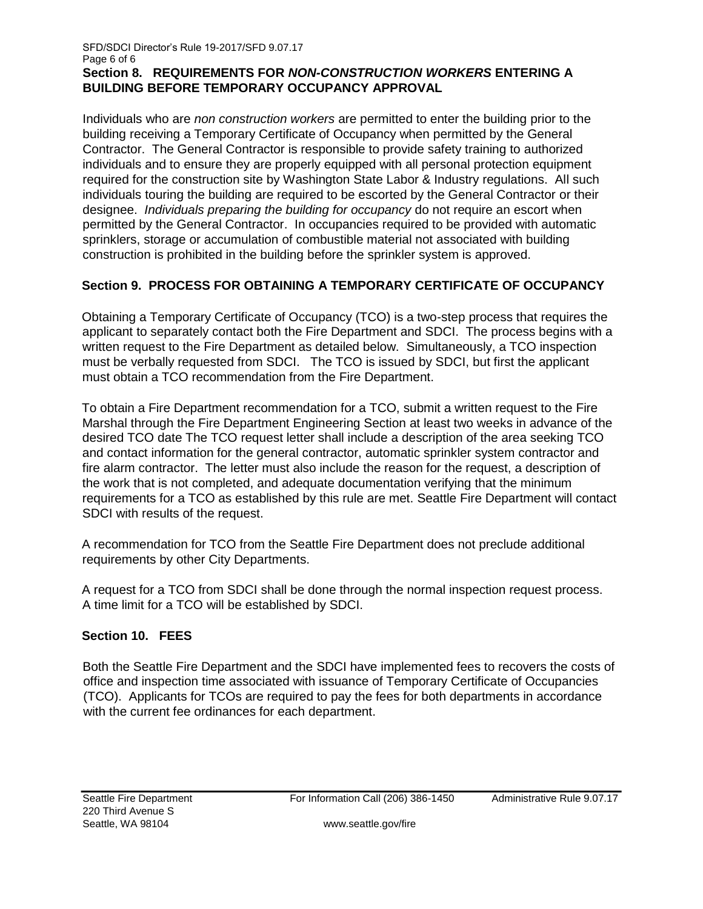## Section 8. REQUIREMENTS FOR *NON-CONSTRUCTION WORKERS* ENTERING A BUILDING BEFORE TEMPORARY OCCUPANCY APPROVAL

Individuals who are *non construction workers* are permitted to enter the building prior to the building receiving a Temporary Certificate of Occupancy when permitted by the General Contractor. The General Contractor is responsible to provide safety training to authorized individuals and to ensure they are properly equipped with all personal protection equipment required for the construction site by Washington State Labor & Industry regulations. All such individuals touring the building are required to be escorted by the General Contractor or their designee. *Individuals preparing the building for occupancy* do not require an escort when permitted by the General Contractor. In occupancies required to be provided with automatic sprinklers, storage or accumulation of combustible material not associated with building construction is prohibited in the building before the sprinkler system is approved.

## Section 9. PROCESS FOR OBTAINING A TEMPORARY CERTIFICATE OF OCCUPANCY

Obtaining a Temporary Certificate of Occupancy (TCO) is a two-step process that requires the applicant to separately contact both the Fire Department and SDCI. The process begins with a written request to the Fire Department as detailed below. Simultaneously, a TCO inspection must be verbally requested from SDCI. The TCO is issued by SDCI, but first the applicant must obtain a TCO recommendation from the Fire Department.

To obtain a Fire Department recommendation for a TCO, submit a written request to the Fire Marshal through the Fire Department Engineering Section at least two weeks in advance of the desired TCO date The TCO request letter shall include a description of the area seeking TCO and contact information for the general contractor, automatic sprinkler system contractor and fire alarm contractor. The letter must also include the reason for the request, a description of the work that is not completed, and adequate documentation verifying that the minimum requirements for a TCO as established by this rule are met. Seattle Fire Department will contact SDCI with results of the request.

A recommendation for TCO from the Seattle Fire Department does not preclude additional requirements by other City Departments.

A request for a TCO from SDCI shall be done through the normal inspection request process. A time limit for a TCO will be established by SDCI.

## Section 10. FEES

Both the Seattle Fire Department and the SDCI have implemented fees to recovers the costs of office and inspection time associated with issuance of Temporary Certificate of Occupancies (TCO). Applicants for TCOs are required to pay the fees for both departments in accordance with the current fee ordinances for each department.